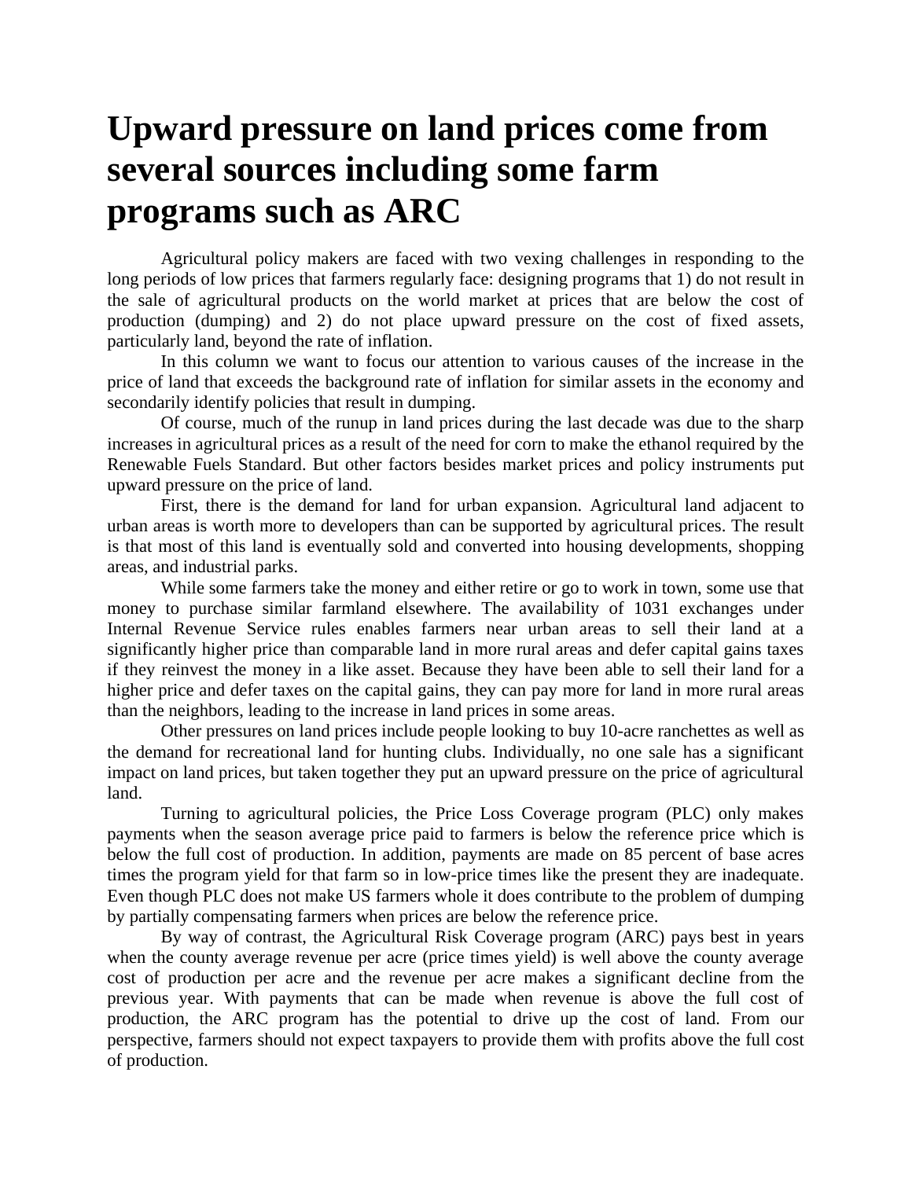# Upward pressure on land prices come from several sources including some farm programs such as ARC

Agricultural policy makers are faced with two vexing challenges in responding to the long periods of low prices that farmers regularly face: designing programs that 1) do not result in the sale of agricultural products on the world market at prices that are below the cost of production (dumping) and 2) do not place upward pressure on the cost of fixed assets, particularly land, beyond the rate of inflation.

In this column we want to focus our attention to various causes of the increase in the price of land that exceeds the background rate of inflation for similar assets in the economy and secondarily identify policies that result in dumping.

Of course, much of the runup in land prices during the last decade was due to the sharp increases in agricultural prices as a result of the need for corn to make the ethanol required by the Renewable Fuels Standard. But other factors besides market prices and policy instruments put upward pressure on the price of land.

First, there is the demand for land for urban expansion. Agricultural land adjacent to urban areas is worth more to developers than can be supported by agricultural prices. The result is that most of this land is eventually sold and converted into housing developments, shopping areas, and industrial parks.

While some farmers take the money and either retire or go to work in town, some use that money to purchase similar farmland elsewhere. The availability of 1031 exchanges under Internal Revenue Service rules enables farmers near urban areas to sell their land at a significantly higher price than comparable land in more rural areas and defer capital gains taxes if they reinvest the money in a like asset. Because they have been able to sell their land for a higher price and defer taxes on the capital gains, they can pay more for land in more rural areas than the neighbors, leading to the increase in land prices in some areas.

Other pressures on land prices include people looking to buy 10-acre ranchettes as well as the demand for recreational land for hunting clubs. Individually, no one sale has a significant impact on land prices, but taken together they put an upward pressure on the price of agricultural land.

Turning to agricultural policies, the Price Loss Coverage program (PLC) only makes payments when the season average price paid to farmers is below the reference price which is below the full cost of production. In addition, payments are made on 85 percent of base acres times the program yield for that farm so in low-price times like the present they are inadequate. Even though PLC does not make US farmers whole it does contribute to the problem of dumping by partially compensating farmers when prices are below the reference price.

By way of contrast, the Agricultural Risk Coverage program (ARC) pays best in years when the county average revenue per acre (price times yield) is well above the county average cost of production per acre and the revenue per acre makes a significant decline from the previous year. With payments that can be made when revenue is above the full cost of production, the ARC program has the potential to drive up the cost of land. From our perspective, farmers should not expect taxpayers to provide them with profits above the full cost of production.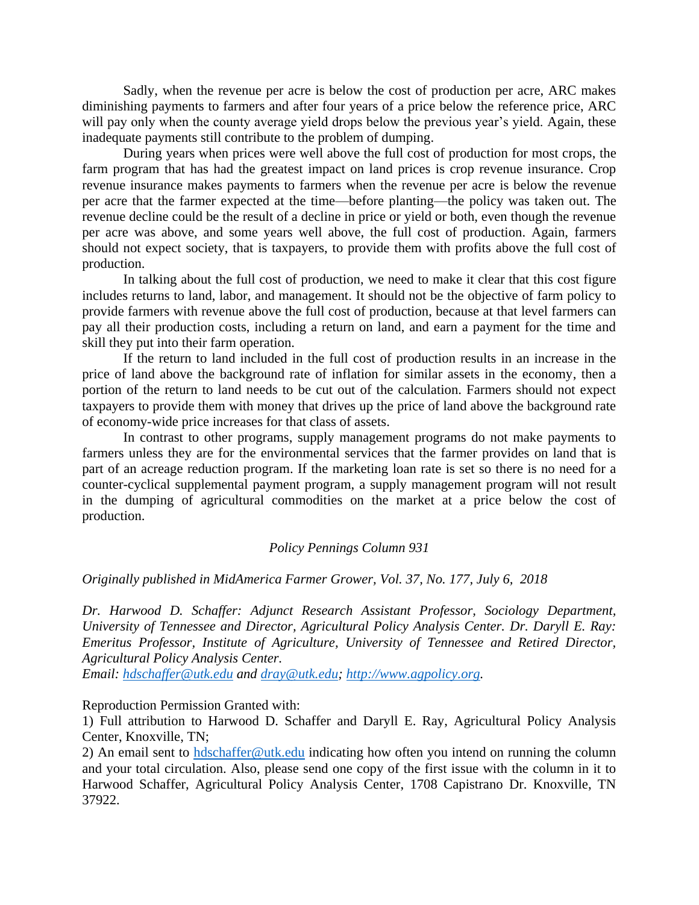Sadly, when the revenue per acre is below the cost of production per acre, ARC makes diminishing payments to farmers and after four years of a price below the reference price, ARC will pay only when the county average yield drops below the previous year's yield. Again, these inadequate payments still contribute to the problem of dumping.

During years when prices were well above the full cost of production for most crops, the farm program that has had the greatest impact on land prices is crop revenue insurance. Crop revenue insurance makes payments to farmers when the revenue per acre is below the revenue per acre that the farmer expected at the time—before planting—the policy was taken out. The revenue decline could be the result of a decline in price or yield or both, even though the revenue per acre was above, and some years well above, the full cost of production. Again, farmers should not expect society, that is taxpayers, to provide them with profits above the full cost of production.

In talking about the full cost of production, we need to make it clear that this cost figure includes returns to land, labor, and management. It should not be the objective of farm policy to provide farmers with revenue above the full cost of production, because at that level farmers can pay all their production costs, including a return on land, and earn a payment for the time and skill they put into their farm operation.

If the return to land included in the full cost of production results in an increase in the price of land above the background rate of inflation for similar assets in the economy, then a portion of the return to land needs to be cut out of the calculation. Farmers should not expect taxpayers to provide them with money that drives up the price of land above the background rate of economy-wide price increases for that class of assets.

In contrast to other programs, supply management programs do not make payments to farmers unless they are for the environmental services that the farmer provides on land that is part of an acreage reduction program. If the marketing loan rate is set so there is no need for a counter-cyclical supplemental payment program, a supply management program will not result in the dumping of agricultural commodities on the market at a price below the cost of production.

*Policy Pennings Column 931*

*Originally published in MidAmerica Farmer Grower, Vol. 37, No. 177, July 6, 2018*

*Dr. Harwood D. Schaffer: Adjunct Research Assistant Professor, Sociology Department, University of Tennessee and Director, Agricultural Policy Analysis Center. Dr. Daryll E. Ray: Emeritus Professor, Institute of Agriculture, University of Tennessee and Retired Director, Agricultural Policy Analysis Center.*
*Email: hdschaffer@utk.edu and dray@utk.edu; http://www.agpolicy.org.*

Reproduction Permission Granted with:
1) Full attribution to Harwood D. Schaffer and Daryll E. Ray, Agricultural Policy Analysis Center, Knoxville, TN;
2) An email sent to hdschaffer@utk.edu indicating how often you intend on running the column and your total circulation. Also, please send one copy of the first issue with the column in it to Harwood Schaffer, Agricultural Policy Analysis Center, 1708 Capistrano Dr. Knoxville, TN 37922.